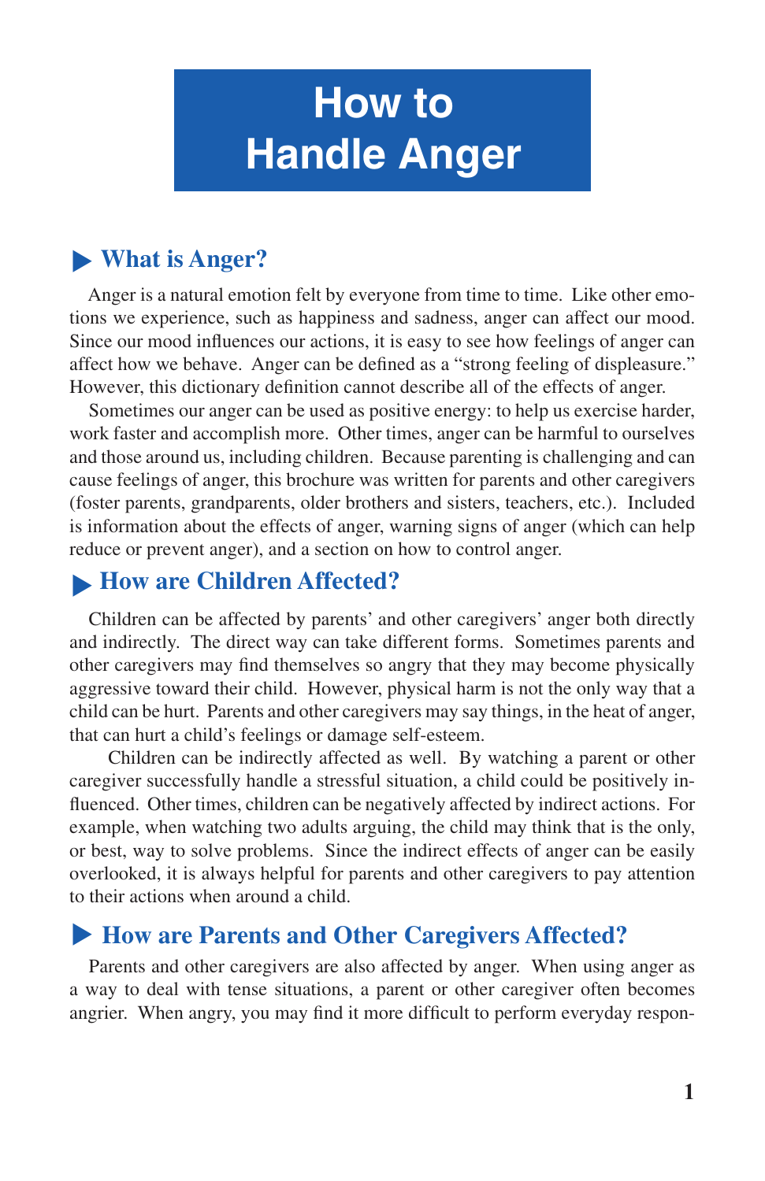# How to Handle Anger

## What is Anger?

Anger is a natural emotion felt by everyone from time to time. Like other emotions we experience, such as happiness and sadness, anger can affect our mood. Since our mood influences our actions, it is easy to see how feelings of anger can affect how we behave. Anger can be defined as a "strong feeling of displeasure." However, this dictionary definition cannot describe all of the effects of anger.

Sometimes our anger can be used as positive energy: to help us exercise harder, work faster and accomplish more. Other times, anger can be harmful to ourselves and those around us, including children. Because parenting is challenging and can cause feelings of anger, this brochure was written for parents and other caregivers (foster parents, grandparents, older brothers and sisters, teachers, etc.). Included is information about the effects of anger, warning signs of anger (which can help reduce or prevent anger), and a section on how to control anger.

## How are Children Affected?

Children can be affected by parents' and other caregivers' anger both directly and indirectly. The direct way can take different forms. Sometimes parents and other caregivers may find themselves so angry that they may become physically aggressive toward their child. However, physical harm is not the only way that a child can be hurt. Parents and other caregivers may say things, in the heat of anger, that can hurt a child's feelings or damage self-esteem.

Children can be indirectly affected as well. By watching a parent or other caregiver successfully handle a stressful situation, a child could be positively influenced. Other times, children can be negatively affected by indirect actions. For example, when watching two adults arguing, the child may think that is the only, or best, way to solve problems. Since the indirect effects of anger can be easily overlooked, it is always helpful for parents and other caregivers to pay attention to their actions when around a child.

## How are Parents and Other Caregivers Affected?

Parents and other caregivers are also affected by anger. When using anger as a way to deal with tense situations, a parent or other caregiver often becomes angrier. When angry, you may find it more difficult to perform everyday respon-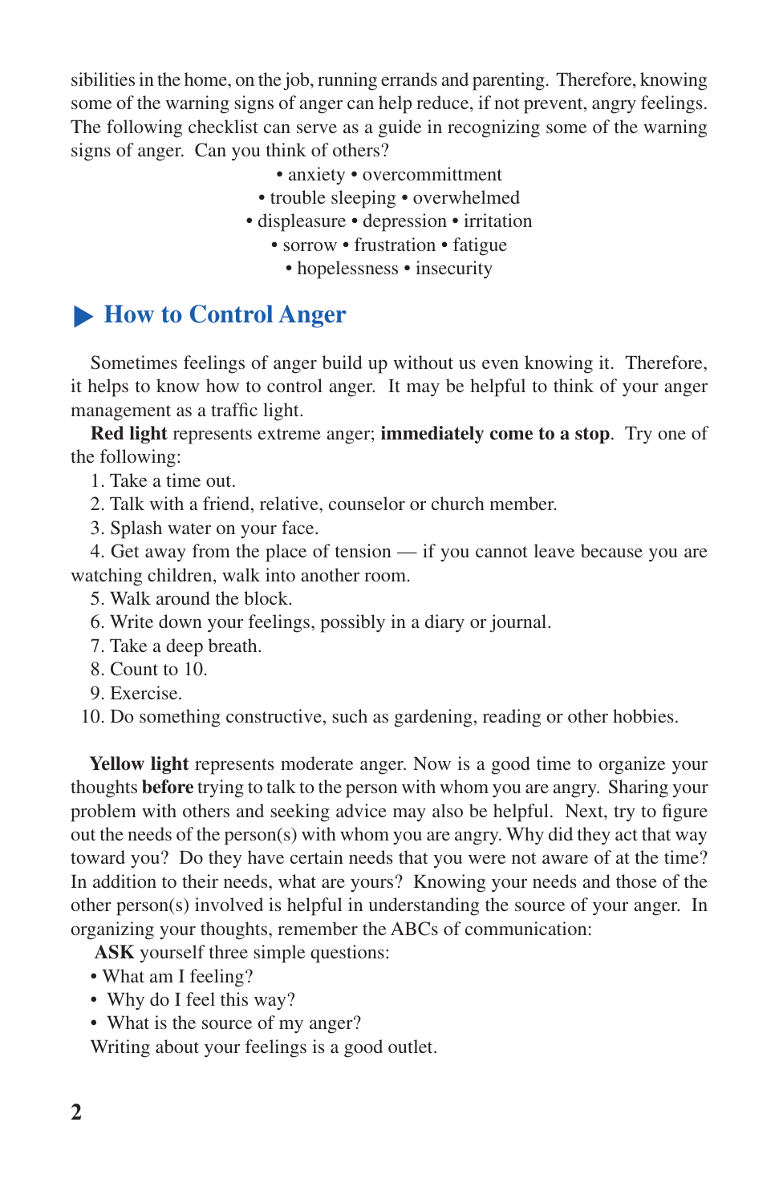sibilities in the home, on the job, running errands and parenting. Therefore, knowing some of the warning signs of anger can help reduce, if not prevent, angry feelings. The following checklist can serve as a guide in recognizing some of the warning signs of anger. Can you think of others?

• anxiety • overcommittment
• trouble sleeping • overwhelmed
• displeasure • depression • irritation
• sorrow • frustration • fatigue
• hopelessness • insecurity

## How to Control Anger

Sometimes feelings of anger build up without us even knowing it. Therefore, it helps to know how to control anger. It may be helpful to think of your anger management as a traffic light.

**Red light** represents extreme anger; **immediately come to a stop**. Try one of the following:

1. Take a time out.
2. Talk with a friend, relative, counselor or church member.
3. Splash water on your face.
4. Get away from the place of tension — if you cannot leave because you are watching children, walk into another room.
5. Walk around the block.
6. Write down your feelings, possibly in a diary or journal.
7. Take a deep breath.
8. Count to 10.
9. Exercise.
10. Do something constructive, such as gardening, reading or other hobbies.

**Yellow light** represents moderate anger. Now is a good time to organize your thoughts **before** trying to talk to the person with whom you are angry. Sharing your problem with others and seeking advice may also be helpful. Next, try to figure out the needs of the person(s) with whom you are angry. Why did they act that way toward you? Do they have certain needs that you were not aware of at the time? In addition to their needs, what are yours? Knowing your needs and those of the other person(s) involved is helpful in understanding the source of your anger. In organizing your thoughts, remember the ABCs of communication:

**ASK** yourself three simple questions:

- What am I feeling?
- Why do I feel this way?
- What is the source of my anger?

Writing about your feelings is a good outlet.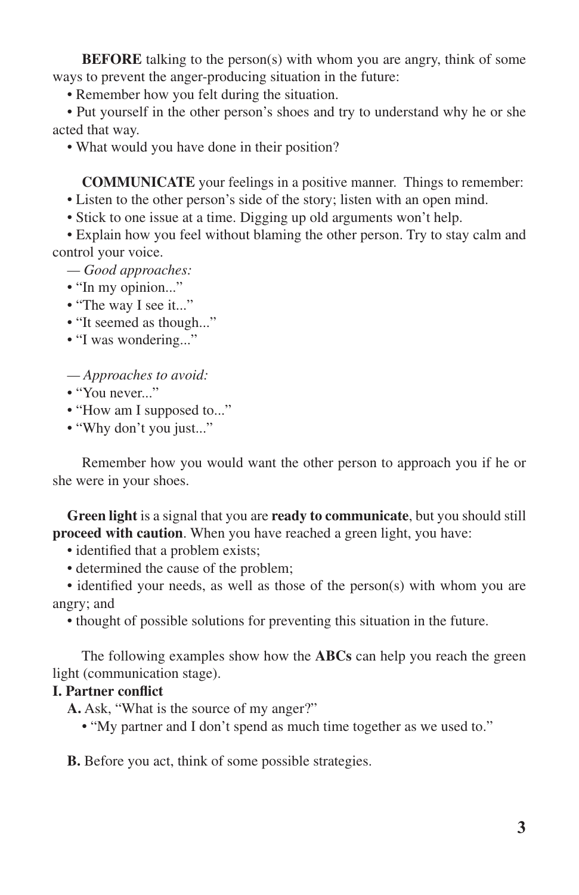**BEFORE** talking to the person(s) with whom you are angry, think of some ways to prevent the anger-producing situation in the future:

- Remember how you felt during the situation.
- Put yourself in the other person's shoes and try to understand why he or she acted that way.
- What would you have done in their position?

**COMMUNICATE** your feelings in a positive manner. Things to remember:

- Listen to the other person's side of the story; listen with an open mind.
- Stick to one issue at a time. Digging up old arguments won't help.
- Explain how you feel without blaming the other person. Try to stay calm and control your voice.

— *Good approaches:*

- "In my opinion..."
- "The way I see it..."
- "It seemed as though..."
- "I was wondering..."

— *Approaches to avoid:*

- "You never..."
- "How am I supposed to..."
- "Why don't you just..."

Remember how you would want the other person to approach you if he or she were in your shoes.

**Green light** is a signal that you are **ready to communicate**, but you should still **proceed with caution**. When you have reached a green light, you have:

- identified that a problem exists;
- determined the cause of the problem;
- identified your needs, as well as those of the person(s) with whom you are angry; and
- thought of possible solutions for preventing this situation in the future.

The following examples show how the **ABCs** can help you reach the green light (communication stage).

**I. Partner conflict**

**A.** Ask, "What is the source of my anger?"

- "My partner and I don't spend as much time together as we used to."

**B.** Before you act, think of some possible strategies.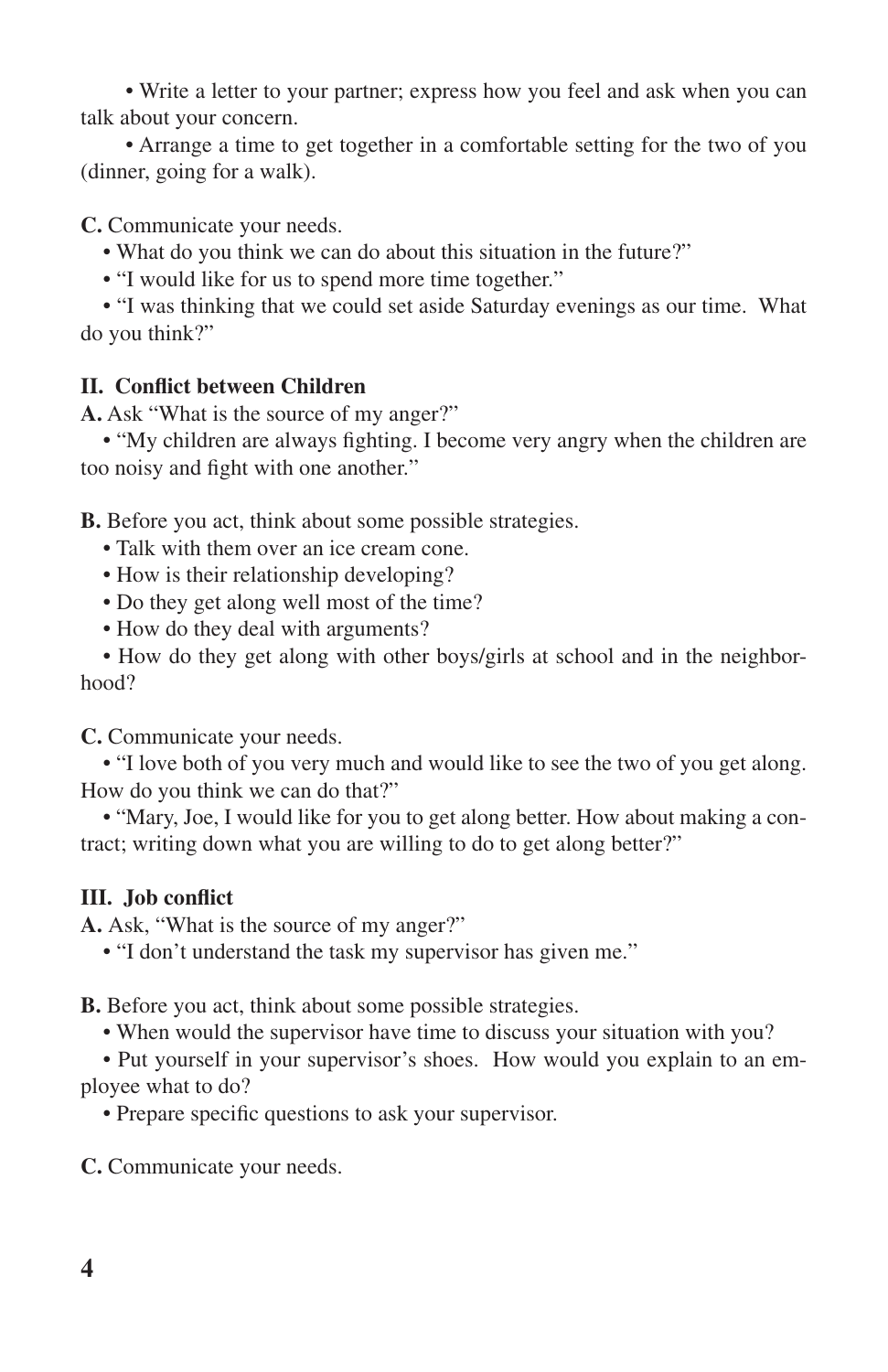- Write a letter to your partner; express how you feel and ask when you can talk about your concern.
- Arrange a time to get together in a comfortable setting for the two of you (dinner, going for a walk).

**C.** Communicate your needs.

- What do you think we can do about this situation in the future?"
- "I would like for us to spend more time together."
- "I was thinking that we could set aside Saturday evenings as our time. What do you think?"

**II. Conflict between Children**

**A.** Ask "What is the source of my anger?"

- "My children are always fighting. I become very angry when the children are too noisy and fight with one another."

**B.** Before you act, think about some possible strategies.

- Talk with them over an ice cream cone.
- How is their relationship developing?
- Do they get along well most of the time?
- How do they deal with arguments?
- How do they get along with other boys/girls at school and in the neighborhood?

**C.** Communicate your needs.

- "I love both of you very much and would like to see the two of you get along. How do you think we can do that?"
- "Mary, Joe, I would like for you to get along better. How about making a contract; writing down what you are willing to do to get along better?"

**III. Job conflict**

**A.** Ask, "What is the source of my anger?"

- "I don't understand the task my supervisor has given me."

**B.** Before you act, think about some possible strategies.

- When would the supervisor have time to discuss your situation with you?
- Put yourself in your supervisor's shoes. How would you explain to an employee what to do?
- Prepare specific questions to ask your supervisor.

**C.** Communicate your needs.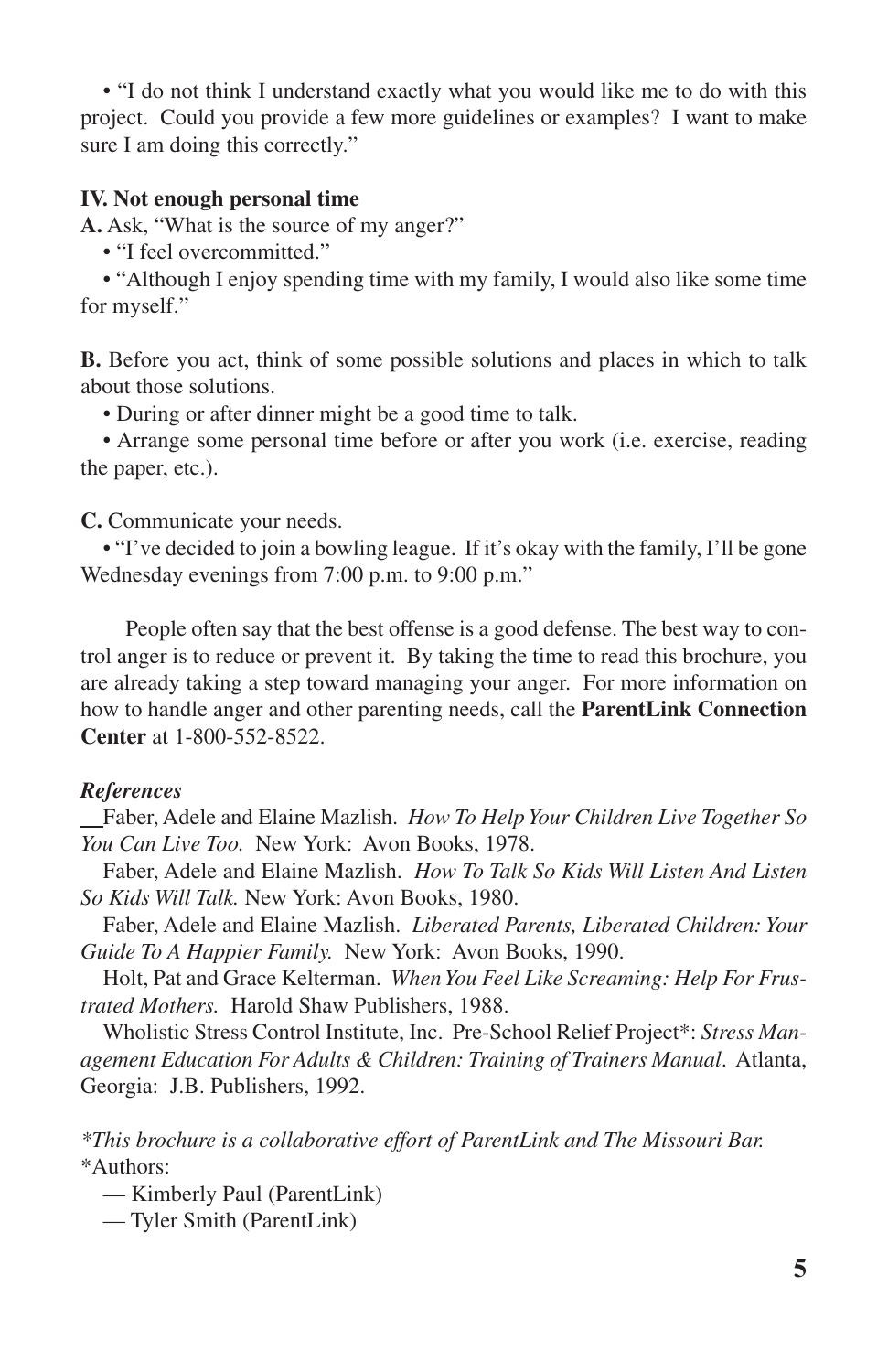• "I do not think I understand exactly what you would like me to do with this project. Could you provide a few more guidelines or examples? I want to make sure I am doing this correctly."

**IV. Not enough personal time**

**A.** Ask, "What is the source of my anger?"

• "I feel overcommitted."

• "Although I enjoy spending time with my family, I would also like some time for myself."

**B.** Before you act, think of some possible solutions and places in which to talk about those solutions.

• During or after dinner might be a good time to talk.

• Arrange some personal time before or after you work (i.e. exercise, reading the paper, etc.).

**C.** Communicate your needs.

• "I've decided to join a bowling league. If it's okay with the family, I'll be gone Wednesday evenings from 7:00 p.m. to 9:00 p.m."

People often say that the best offense is a good defense. The best way to control anger is to reduce or prevent it. By taking the time to read this brochure, you are already taking a step toward managing your anger. For more information on how to handle anger and other parenting needs, call the **ParentLink Connection Center** at 1-800-552-8522.

***References***

Faber, Adele and Elaine Mazlish. *How To Help Your Children Live Together So You Can Live Too.* New York: Avon Books, 1978.

Faber, Adele and Elaine Mazlish. *How To Talk So Kids Will Listen And Listen So Kids Will Talk.* New York: Avon Books, 1980.

Faber, Adele and Elaine Mazlish. *Liberated Parents, Liberated Children: Your Guide To A Happier Family.* New York: Avon Books, 1990.

Holt, Pat and Grace Kelterman. *When You Feel Like Screaming: Help For Frustrated Mothers.* Harold Shaw Publishers, 1988.

Wholistic Stress Control Institute, Inc. Pre-School Relief Project*: *Stress Management Education For Adults & Children: Training of Trainers Manual*. Atlanta, Georgia: J.B. Publishers, 1992.

**This brochure is a collaborative effort of ParentLink and The Missouri Bar.*
*Authors:

— Kimberly Paul (ParentLink)

— Tyler Smith (ParentLink)